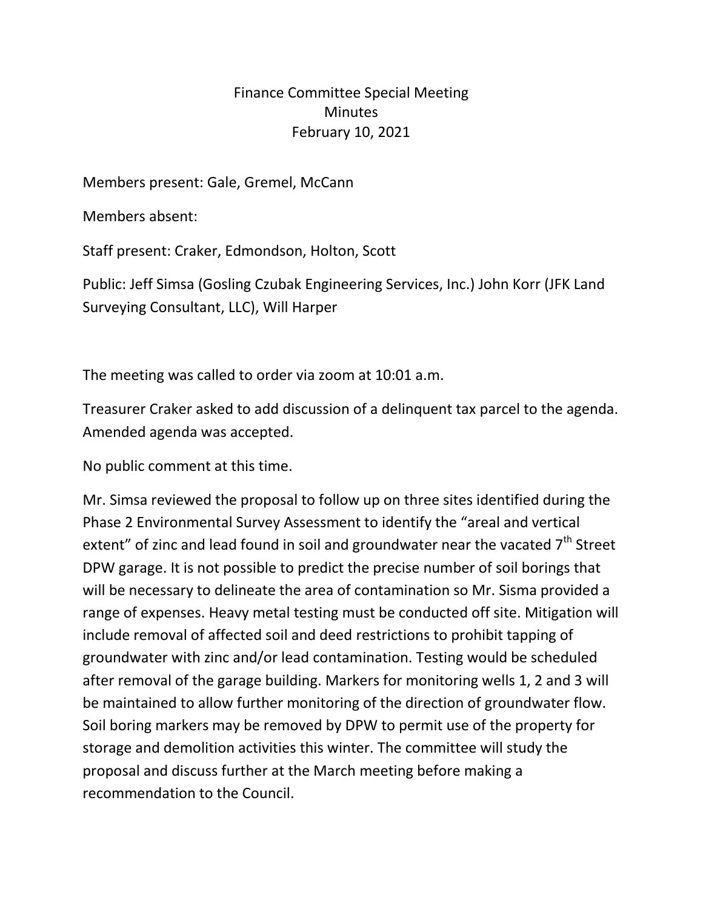# Finance Committee Special Meeting
## Minutes
## February 10, 2021

Members present: Gale, Gremel, McCann

Members absent:

Staff present: Craker, Edmondson, Holton, Scott

Public: Jeff Simsa (Gosling Czubak Engineering Services, Inc.) John Korr (JFK Land Surveying Consultant, LLC), Will Harper

The meeting was called to order via zoom at 10:01 a.m.

Treasurer Craker asked to add discussion of a delinquent tax parcel to the agenda. Amended agenda was accepted.

No public comment at this time.

Mr. Simsa reviewed the proposal to follow up on three sites identified during the Phase 2 Environmental Survey Assessment to identify the "areal and vertical extent" of zinc and lead found in soil and groundwater near the vacated 7th Street DPW garage. It is not possible to predict the precise number of soil borings that will be necessary to delineate the area of contamination so Mr. Sisma provided a range of expenses. Heavy metal testing must be conducted off site. Mitigation will include removal of affected soil and deed restrictions to prohibit tapping of groundwater with zinc and/or lead contamination. Testing would be scheduled after removal of the garage building. Markers for monitoring wells 1, 2 and 3 will be maintained to allow further monitoring of the direction of groundwater flow. Soil boring markers may be removed by DPW to permit use of the property for storage and demolition activities this winter. The committee will study the proposal and discuss further at the March meeting before making a recommendation to the Council.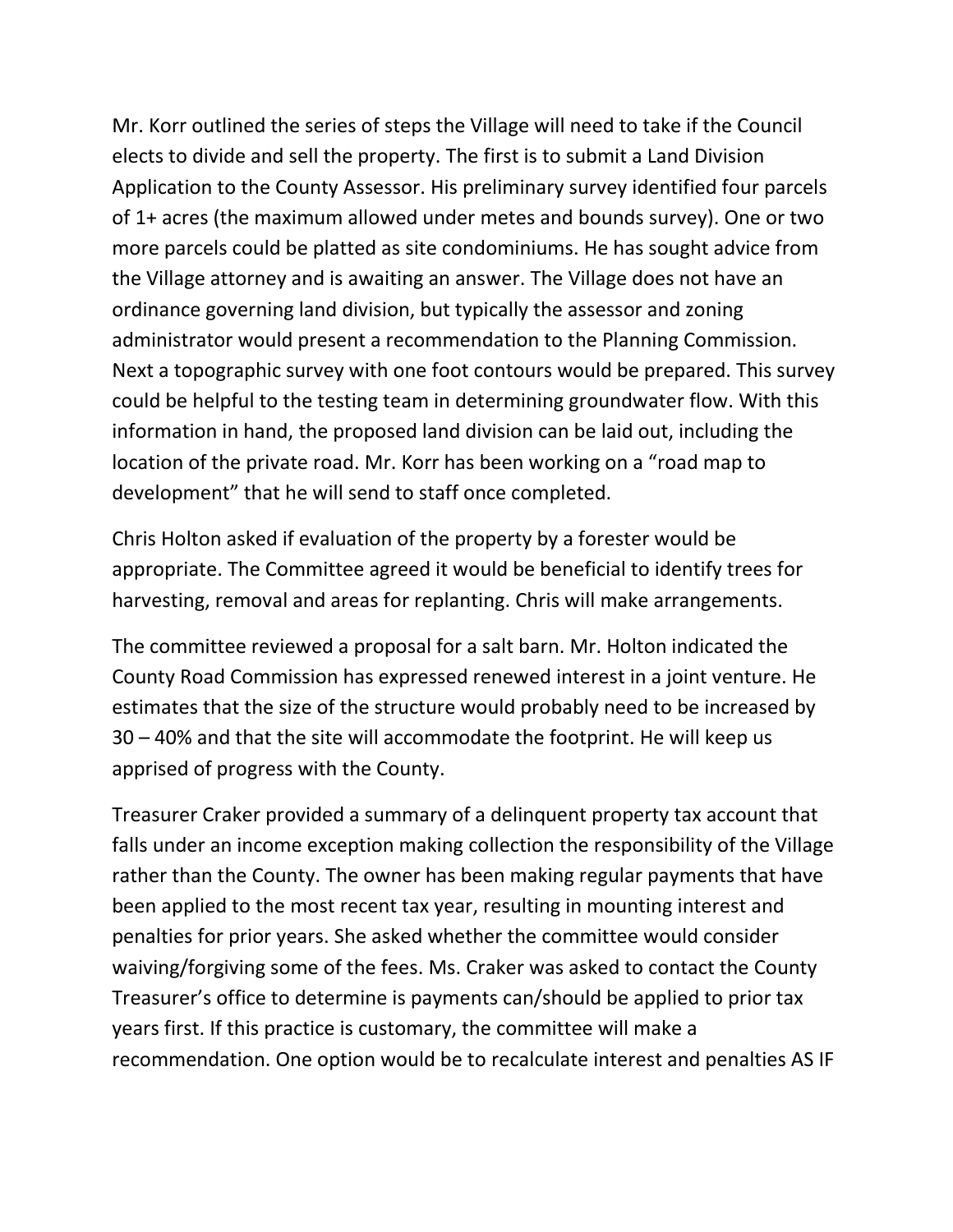Mr. Korr outlined the series of steps the Village will need to take if the Council elects to divide and sell the property. The first is to submit a Land Division Application to the County Assessor. His preliminary survey identified four parcels of 1+ acres (the maximum allowed under metes and bounds survey). One or two more parcels could be platted as site condominiums. He has sought advice from the Village attorney and is awaiting an answer. The Village does not have an ordinance governing land division, but typically the assessor and zoning administrator would present a recommendation to the Planning Commission. Next a topographic survey with one foot contours would be prepared. This survey could be helpful to the testing team in determining groundwater flow. With this information in hand, the proposed land division can be laid out, including the location of the private road. Mr. Korr has been working on a "road map to development" that he will send to staff once completed.

Chris Holton asked if evaluation of the property by a forester would be appropriate. The Committee agreed it would be beneficial to identify trees for harvesting, removal and areas for replanting. Chris will make arrangements.

The committee reviewed a proposal for a salt barn. Mr. Holton indicated the County Road Commission has expressed renewed interest in a joint venture. He estimates that the size of the structure would probably need to be increased by 30 – 40% and that the site will accommodate the footprint. He will keep us apprised of progress with the County.

Treasurer Craker provided a summary of a delinquent property tax account that falls under an income exception making collection the responsibility of the Village rather than the County. The owner has been making regular payments that have been applied to the most recent tax year, resulting in mounting interest and penalties for prior years. She asked whether the committee would consider waiving/forgiving some of the fees. Ms. Craker was asked to contact the County Treasurer's office to determine is payments can/should be applied to prior tax years first. If this practice is customary, the committee will make a recommendation. One option would be to recalculate interest and penalties AS IF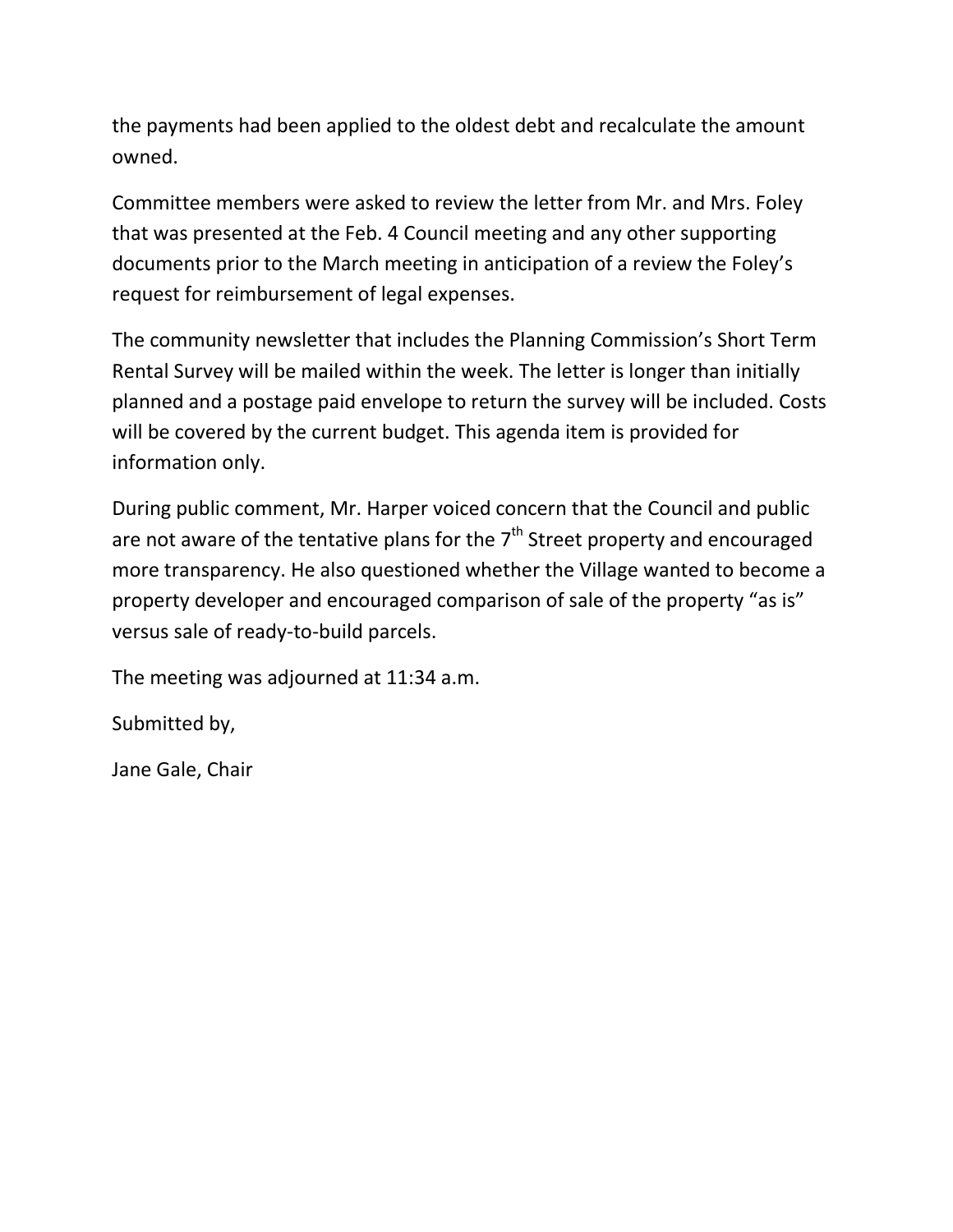the payments had been applied to the oldest debt and recalculate the amount owned.

Committee members were asked to review the letter from Mr. and Mrs. Foley that was presented at the Feb. 4 Council meeting and any other supporting documents prior to the March meeting in anticipation of a review the Foley's request for reimbursement of legal expenses.

The community newsletter that includes the Planning Commission's Short Term Rental Survey will be mailed within the week. The letter is longer than initially planned and a postage paid envelope to return the survey will be included. Costs will be covered by the current budget. This agenda item is provided for information only.

During public comment, Mr. Harper voiced concern that the Council and public are not aware of the tentative plans for the 7th Street property and encouraged more transparency. He also questioned whether the Village wanted to become a property developer and encouraged comparison of sale of the property "as is" versus sale of ready-to-build parcels.

The meeting was adjourned at 11:34 a.m.

Submitted by,

Jane Gale, Chair